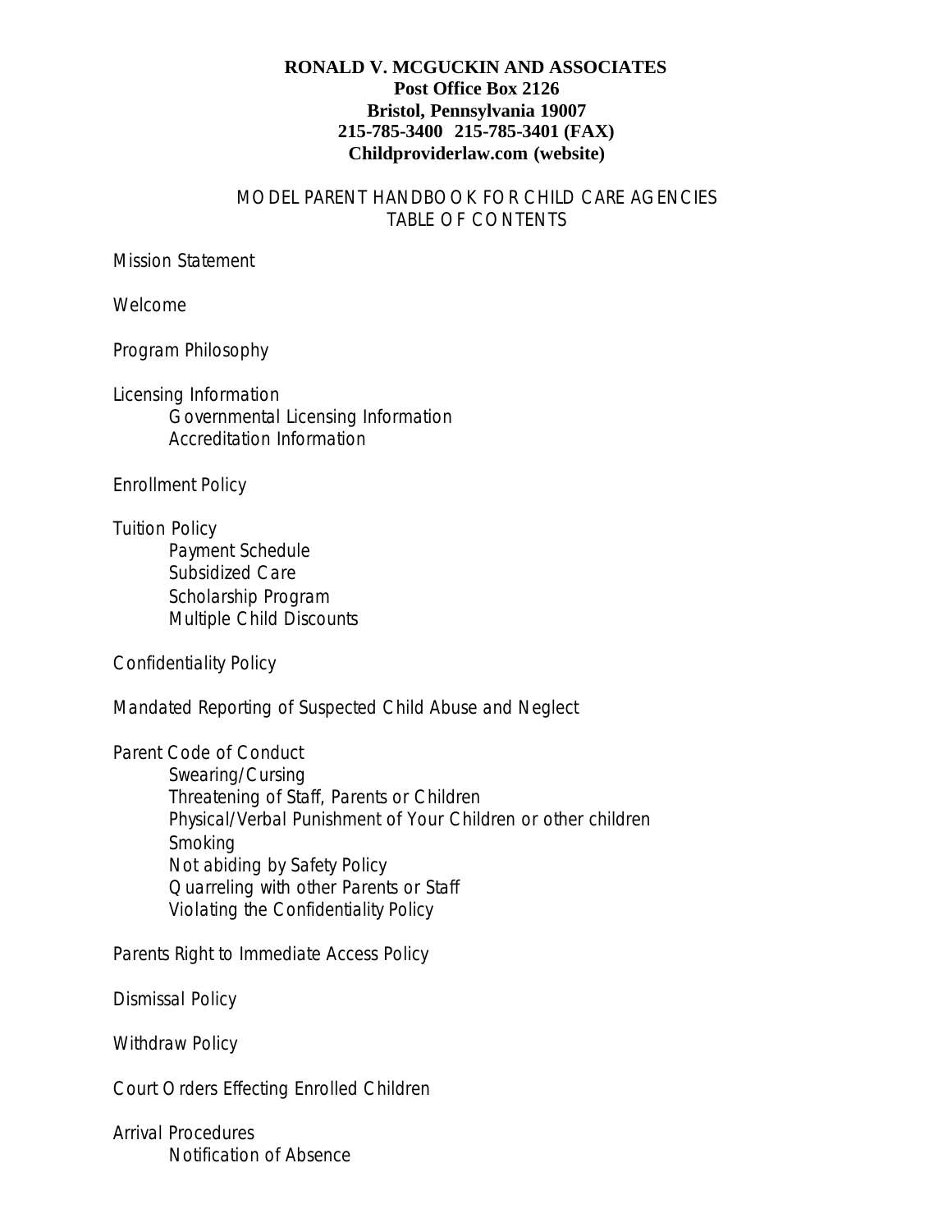**RONALD V. MCGUCKIN AND ASSOCIATES**
**Post Office Box 2126**
**Bristol, Pennsylvania 19007**
**215-785-3400 215-785-3401 (FAX)**
**Childproviderlaw.com (website)**

# MODEL PARENT HANDBOOK FOR CHILD CARE AGENCIES
## TABLE OF CONTENTS

Mission Statement

Welcome

Program Philosophy

Licensing Information
- Governmental Licensing Information
- Accreditation Information

Enrollment Policy

Tuition Policy
- Payment Schedule
- Subsidized Care
- Scholarship Program
- Multiple Child Discounts

Confidentiality Policy

Mandated Reporting of Suspected Child Abuse and Neglect

Parent Code of Conduct
- Swearing/Cursing
- Threatening of Staff, Parents or Children
- Physical/Verbal Punishment of Your Children or other children
- Smoking
- Not abiding by Safety Policy
- Quarreling with other Parents or Staff
- Violating the Confidentiality Policy

Parents Right to Immediate Access Policy

Dismissal Policy

Withdraw Policy

Court Orders Effecting Enrolled Children

Arrival Procedures
- Notification of Absence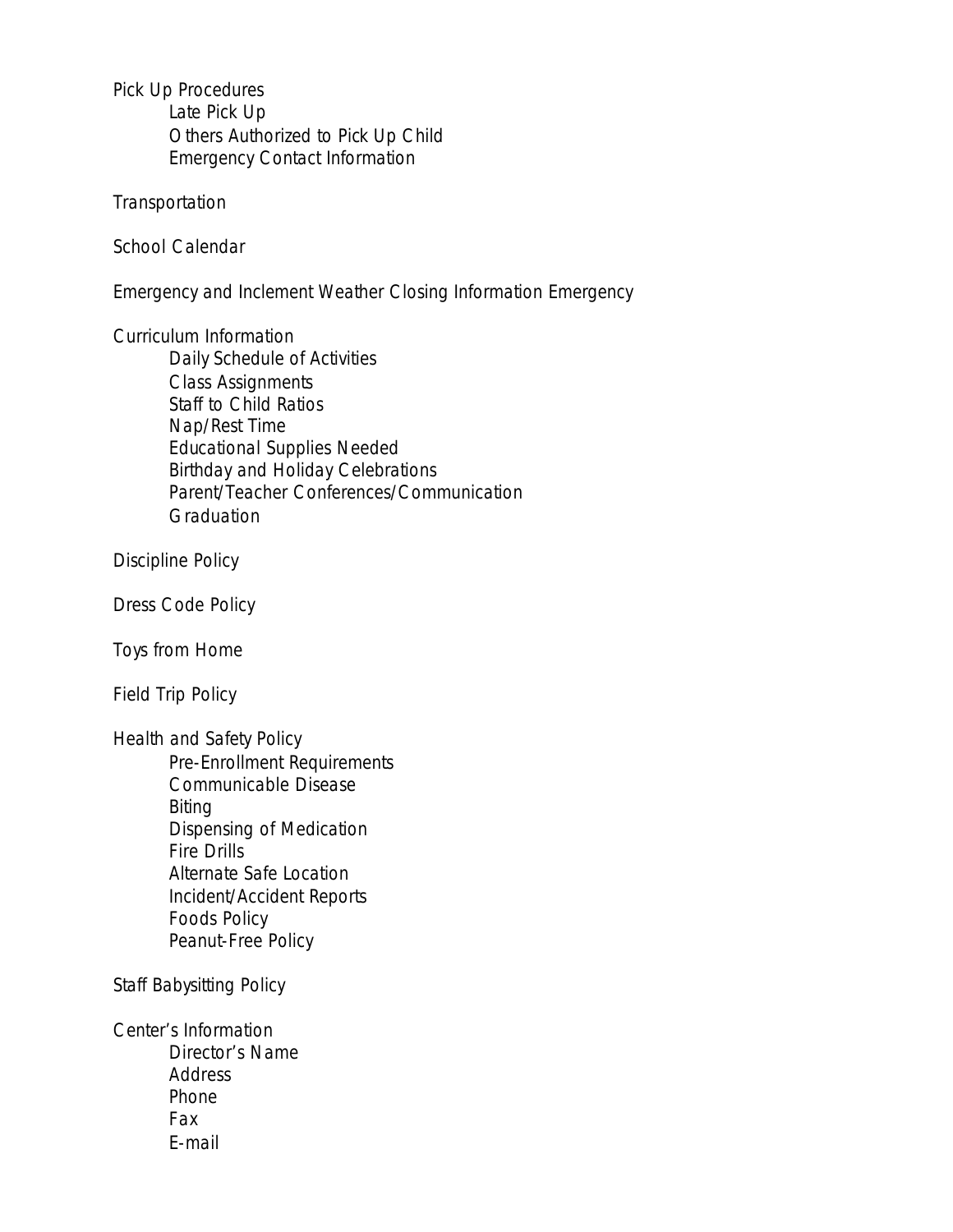Pick Up Procedures
- Late Pick Up
- Others Authorized to Pick Up Child
- Emergency Contact Information

Transportation

School Calendar

Emergency and Inclement Weather Closing Information Emergency

Curriculum Information
- Daily Schedule of Activities
- Class Assignments
- Staff to Child Ratios
- Nap/Rest Time
- Educational Supplies Needed
- Birthday and Holiday Celebrations
- Parent/Teacher Conferences/Communication
- Graduation

Discipline Policy

Dress Code Policy

Toys from Home

Field Trip Policy

Health and Safety Policy
- Pre-Enrollment Requirements
- Communicable Disease
- Biting
- Dispensing of Medication
- Fire Drills
- Alternate Safe Location
- Incident/Accident Reports
- Foods Policy
- Peanut-Free Policy

Staff Babysitting Policy

Center's Information
- Director's Name
- Address
- Phone
- Fax
- E-mail